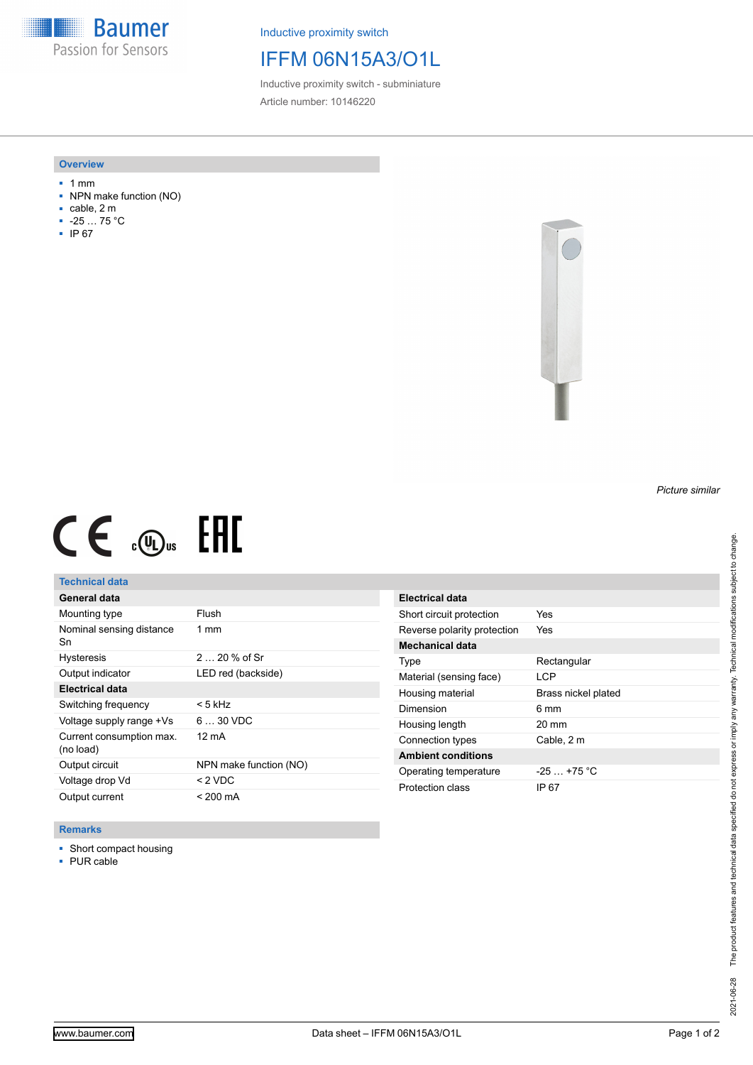Baumer
Passion for Sensors

Inductive proximity switch

# IFFM 06N15A3/O1L

Inductive proximity switch - subminiature

Article number: 10146220

## Overview

- 1 mm
- NPN make function (NO)
- cable, 2 m
- -25 … 75 °C
- IP 67

*Picture similar*

## Technical data

| General data | |
|---|---|
| Mounting type | Flush |
| Nominal sensing distance Sn | 1 mm |
| Hysteresis | 2 … 20 % of Sr |
| Output indicator | LED red (backside) |
| **Electrical data** | |
| Switching frequency | < 5 kHz |
| Voltage supply range +Vs | 6 … 30 VDC |
| Current consumption max. (no load) | 12 mA |
| Output circuit | NPN make function (NO) |
| Voltage drop Vd | < 2 VDC |
| Output current | < 200 mA |

| Electrical data | |
|---|---|
| Short circuit protection | Yes |
| Reverse polarity protection | Yes |
| **Mechanical data** | |
| Type | Rectangular |
| Material (sensing face) | LCP |
| Housing material | Brass nickel plated |
| Dimension | 6 mm |
| Housing length | 20 mm |
| Connection types | Cable, 2 m |
| **Ambient conditions** | |
| Operating temperature | -25 … +75 °C |
| Protection class | IP 67 |

## Remarks

- Short compact housing
- PUR cable

The product features and technical data specified do not express or imply any warranty. Technical modifications subject to change.

2021-06-28

www.baumer.com Data sheet – IFFM 06N15A3/O1L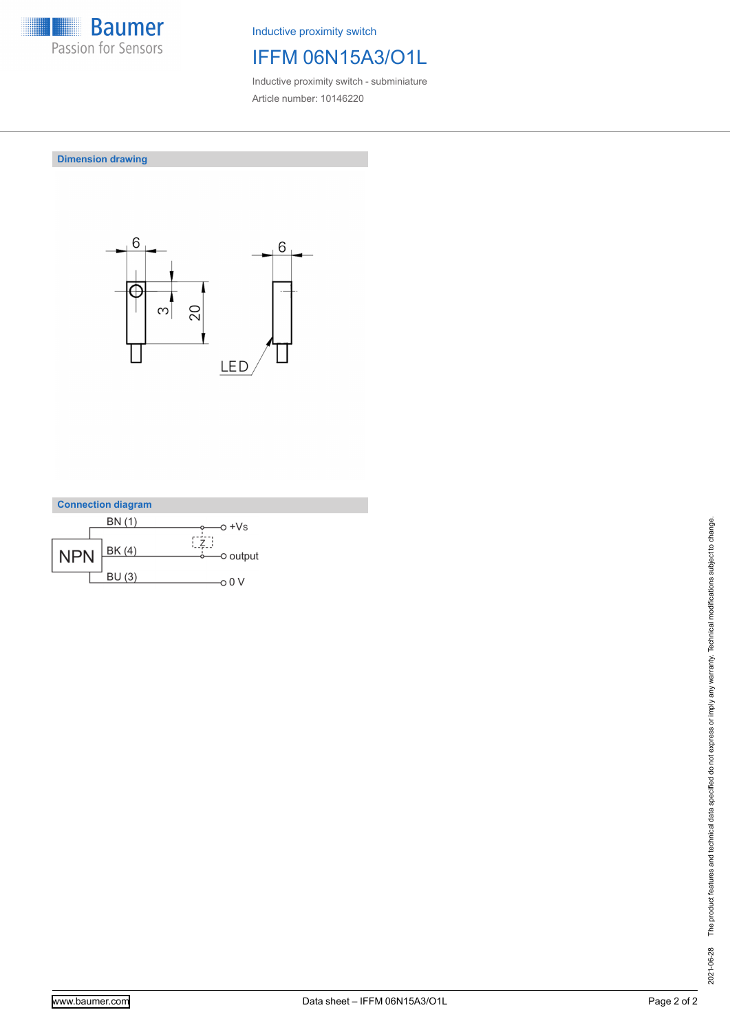Inductive proximity switch

# IFFM 06N15A3/O1L

Inductive proximity switch - subminiature

Article number: 10146220

## Dimension drawing

6

3

20

6

LED

## Connection diagram

NPN

BN (1)

BK (4)

BU (3)

Z

+Vs

output

0 V

The product features and technical data specified do not express or imply any warranty. Technical modifications subject to change.

2021-06-28